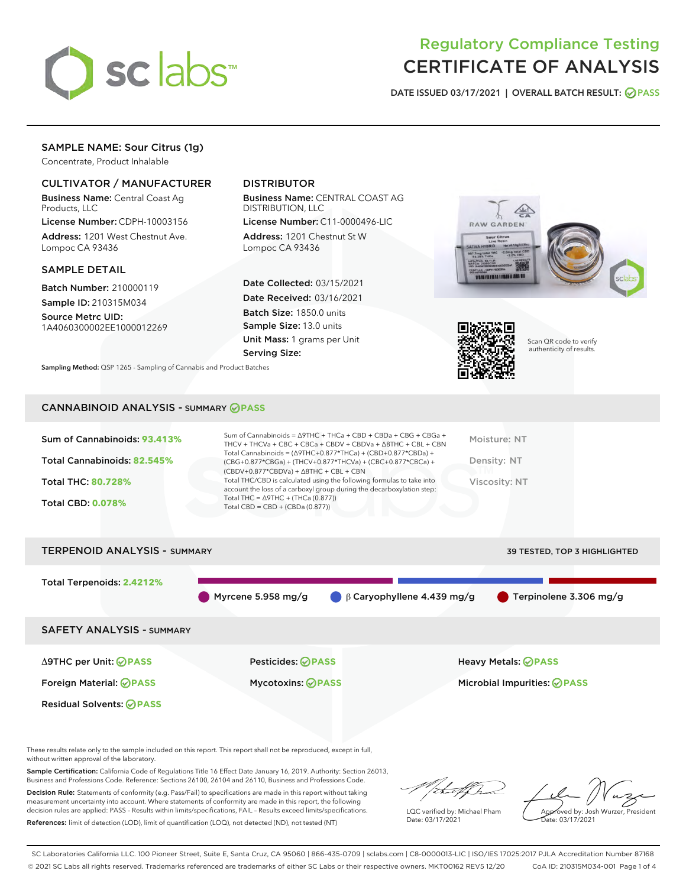# Regulatory Compliance Testing
# CERTIFICATE OF ANALYSIS

DATE ISSUED 03/17/2021 | OVERALL BATCH RESULT: PASS

## SAMPLE NAME: Sour Citrus (1g)

Concentrate, Product Inhalable

### CULTIVATOR / MANUFACTURER

**Business Name:** Central Coast Ag Products, LLC

**License Number:** CDPH-10003156

**Address:** 1201 West Chestnut Ave. Lompoc CA 93436

### DISTRIBUTOR

**Business Name:** CENTRAL COAST AG DISTRIBUTION, LLC

**License Number:** C11-0000496-LIC

**Address:** 1201 Chestnut St W Lompoc CA 93436

### SAMPLE DETAIL

**Batch Number:** 210000119

**Sample ID:** 210315M034

**Source Metrc UID:** 1A4060300002EE1000012269

**Date Collected:** 03/15/2021

**Date Received:** 03/16/2021

**Batch Size:** 1850.0 units

**Sample Size:** 13.0 units

**Unit Mass:** 1 grams per Unit

**Serving Size:**

Scan QR code to verify authenticity of results.

**Sampling Method:** QSP 1265 - Sampling of Cannabis and Product Batches

## CANNABINOID ANALYSIS - SUMMARY PASS

Sum of Cannabinoids: **93.413%**

Total Cannabinoids: **82.545%**

Total THC: **80.728%**

Total CBD: **0.078%**

Sum of Cannabinoids = Δ9THC + THCa + CBD + CBDa + CBG + CBGa + THCV + THCVa + CBC + CBCa + CBDV + CBDVa + Δ8THC + CBL + CBN

Total Cannabinoids = (Δ9THC+0.877*THCa) + (CBD+0.877*CBDa) + (CBG+0.877*CBGa) + (THCV+0.877*THCVa) + (CBC+0.877*CBCa) + (CBDV+0.877*CBDVa) + Δ8THC + CBL + CBN

Total THC/CBD is calculated using the following formulas to take into account the loss of a carboxyl group during the decarboxylation step:

Total THC = Δ9THC + (THCa (0.877))

Total CBD = CBD + (CBDa (0.877))

Moisture: NT

Density: NT

Viscosity: NT

## TERPENOID ANALYSIS - SUMMARY

39 TESTED, TOP 3 HIGHLIGHTED

Total Terpenoids: **2.4212%**

Myrcene 5.958 mg/g | β Caryophyllene 4.439 mg/g | Terpinolene 3.306 mg/g

## SAFETY ANALYSIS - SUMMARY

Δ9THC per Unit: PASS

Pesticides: PASS

Heavy Metals: PASS

Foreign Material: PASS

Mycotoxins: PASS

Microbial Impurities: PASS

Residual Solvents: PASS

These results relate only to the sample included on this report. This report shall not be reproduced, except in full, without written approval of the laboratory.

**Sample Certification:** California Code of Regulations Title 16 Effect Date January 16, 2019. Authority: Section 26013, Business and Professions Code. Reference: Sections 26100, 26104 and 26110, Business and Professions Code.

**Decision Rule:** Statements of conformity (e.g. Pass/Fail) to specifications are made in this report without taking measurement uncertainty into account. Where statements of conformity are made in this report, the following decision rules are applied: PASS – Results within limits/specifications, FAIL – Results exceed limits/specifications.

**References:** limit of detection (LOD), limit of quantification (LOQ), not detected (ND), not tested (NT)

LQC verified by: Michael Pham
Date: 03/17/2021

Approved by: Josh Wurzer, President
Date: 03/17/2021

SC Laboratories California LLC. 100 Pioneer Street, Suite E, Santa Cruz, CA 95060 | 866-435-0709 | sclabs.com | C8-0000013-LIC | ISO/IES 17025:2017 PJLA Accreditation Number 87168
© 2021 SC Labs all rights reserved. Trademarks referenced are trademarks of either SC Labs or their respective owners. MKT00162 REV5 12/20 CoA ID: 210315M034-001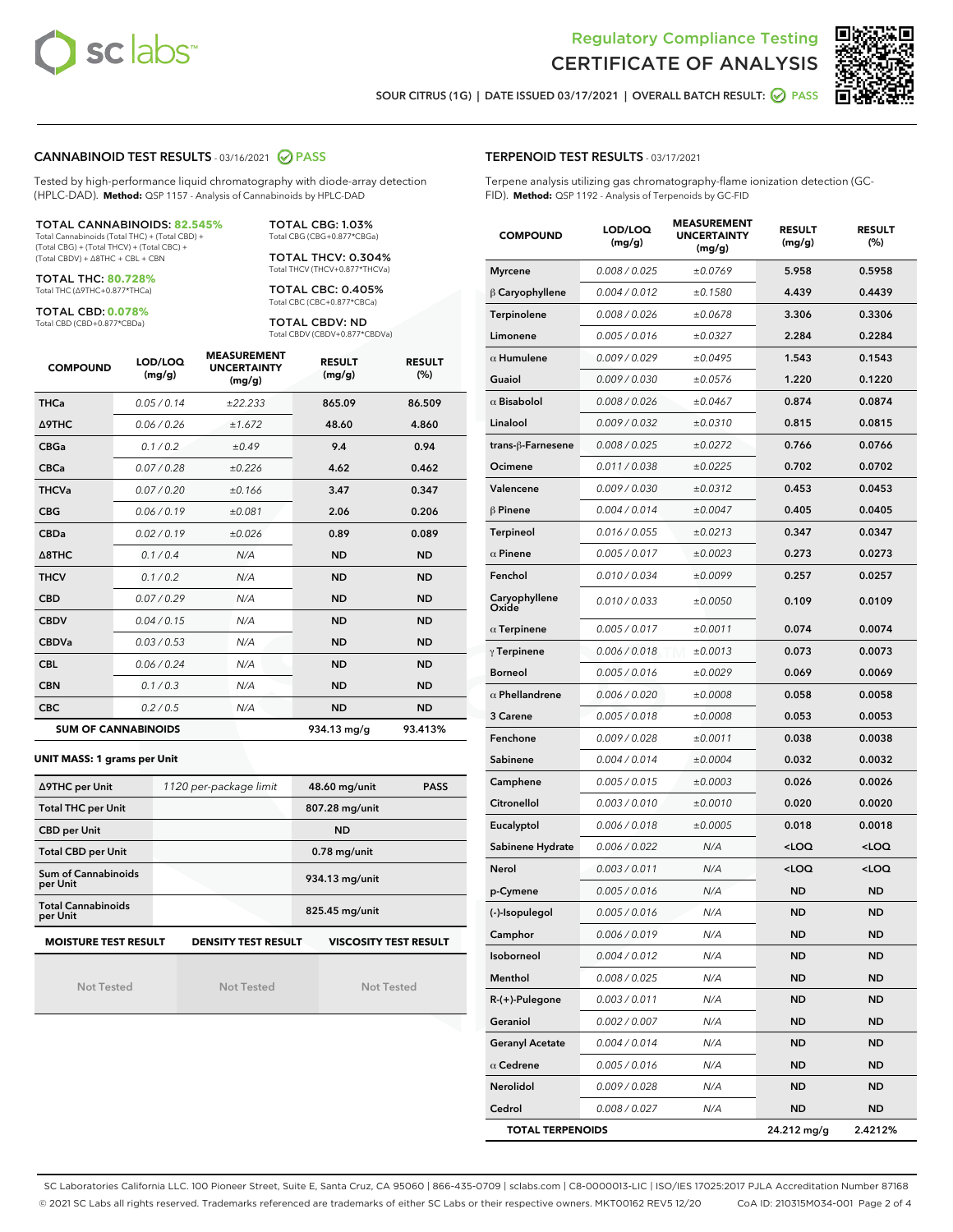Regulatory Compliance Testing
# CERTIFICATE OF ANALYSIS

SOUR CITRUS (1G) | DATE ISSUED 03/17/2021 | OVERALL BATCH RESULT: PASS

## CANNABINOID TEST RESULTS - 03/16/2021 PASS

Tested by high-performance liquid chromatography with diode-array detection (HPLC-DAD). **Method:** QSP 1157 - Analysis of Cannabinoids by HPLC-DAD

**TOTAL CANNABINOIDS: 82.545%**
Total Cannabinoids (Total THC) + (Total CBD) + (Total CBG) + (Total THCV) + (Total CBC) + (Total CBDV) + Δ8THC + CBL + CBN

**TOTAL THC: 80.728%**
Total THC (Δ9THC+0.877*THCa)

**TOTAL CBD: 0.078%**
Total CBD (CBD+0.877*CBDa)

**TOTAL CBG: 1.03%**
Total CBG (CBG+0.877*CBGa)

**TOTAL THCV: 0.304%**
Total THCV (THCV+0.877*THCVa)

**TOTAL CBC: 0.405%**
Total CBC (CBC+0.877*CBCa)

**TOTAL CBDV: ND**
Total CBDV (CBDV+0.877*CBDVa)

| COMPOUND | LOD/LOQ (mg/g) | MEASUREMENT UNCERTAINTY (mg/g) | RESULT (mg/g) | RESULT (%) |
|---|---|---|---|---|
| THCa | 0.05 / 0.14 | ±22.233 | 865.09 | 86.509 |
| Δ9THC | 0.06 / 0.26 | ±1.672 | 48.60 | 4.860 |
| CBGa | 0.1 / 0.2 | ±0.49 | 9.4 | 0.94 |
| CBCa | 0.07 / 0.28 | ±0.226 | 4.62 | 0.462 |
| THCVa | 0.07 / 0.20 | ±0.166 | 3.47 | 0.347 |
| CBG | 0.06 / 0.19 | ±0.081 | 2.06 | 0.206 |
| CBDa | 0.02 / 0.19 | ±0.026 | 0.89 | 0.089 |
| Δ8THC | 0.1 / 0.4 | N/A | ND | ND |
| THCV | 0.1 / 0.2 | N/A | ND | ND |
| CBD | 0.07 / 0.29 | N/A | ND | ND |
| CBDV | 0.04 / 0.15 | N/A | ND | ND |
| CBDVa | 0.03 / 0.53 | N/A | ND | ND |
| CBL | 0.06 / 0.24 | N/A | ND | ND |
| CBN | 0.1 / 0.3 | N/A | ND | ND |
| CBC | 0.2 / 0.5 | N/A | ND | ND |
| **SUM OF CANNABINOIDS** | | | 934.13 mg/g | 93.413% |

**UNIT MASS: 1 grams per Unit**

| | | | |
|---|---|---|---|
| Δ9THC per Unit | 1120 per-package limit | 48.60 mg/unit | PASS |
| Total THC per Unit | | 807.28 mg/unit | |
| CBD per Unit | | ND | |
| Total CBD per Unit | | 0.78 mg/unit | |
| Sum of Cannabinoids per Unit | | 934.13 mg/unit | |
| Total Cannabinoids per Unit | | 825.45 mg/unit | |

| MOISTURE TEST RESULT | DENSITY TEST RESULT | VISCOSITY TEST RESULT |
|---|---|---|
| Not Tested | Not Tested | Not Tested |

## TERPENOID TEST RESULTS - 03/17/2021

Terpene analysis utilizing gas chromatography-flame ionization detection (GC-FID). **Method:** QSP 1192 - Analysis of Terpenoids by GC-FID

| COMPOUND | LOD/LOQ (mg/g) | MEASUREMENT UNCERTAINTY (mg/g) | RESULT (mg/g) | RESULT (%) |
|---|---|---|---|---|
| Myrcene | 0.008 / 0.025 | ±0.0769 | 5.958 | 0.5958 |
| β Caryophyllene | 0.004 / 0.012 | ±0.1580 | 4.439 | 0.4439 |
| Terpinolene | 0.008 / 0.026 | ±0.0678 | 3.306 | 0.3306 |
| Limonene | 0.005 / 0.016 | ±0.0327 | 2.284 | 0.2284 |
| α Humulene | 0.009 / 0.029 | ±0.0495 | 1.543 | 0.1543 |
| Guaiol | 0.009 / 0.030 | ±0.0576 | 1.220 | 0.1220 |
| α Bisabolol | 0.008 / 0.026 | ±0.0467 | 0.874 | 0.0874 |
| Linalool | 0.009 / 0.032 | ±0.0310 | 0.815 | 0.0815 |
| trans-β-Farnesene | 0.008 / 0.025 | ±0.0272 | 0.766 | 0.0766 |
| Ocimene | 0.011 / 0.038 | ±0.0225 | 0.702 | 0.0702 |
| Valencene | 0.009 / 0.030 | ±0.0312 | 0.453 | 0.0453 |
| β Pinene | 0.004 / 0.014 | ±0.0047 | 0.405 | 0.0405 |
| Terpineol | 0.016 / 0.055 | ±0.0213 | 0.347 | 0.0347 |
| α Pinene | 0.005 / 0.017 | ±0.0023 | 0.273 | 0.0273 |
| Fenchol | 0.010 / 0.034 | ±0.0099 | 0.257 | 0.0257 |
| Caryophyllene Oxide | 0.010 / 0.033 | ±0.0050 | 0.109 | 0.0109 |
| α Terpinene | 0.005 / 0.017 | ±0.0011 | 0.074 | 0.0074 |
| γ Terpinene | 0.006 / 0.018 | ±0.0013 | 0.073 | 0.0073 |
| Borneol | 0.005 / 0.016 | ±0.0029 | 0.069 | 0.0069 |
| α Phellandrene | 0.006 / 0.020 | ±0.0008 | 0.058 | 0.0058 |
| 3 Carene | 0.005 / 0.018 | ±0.0008 | 0.053 | 0.0053 |
| Fenchone | 0.009 / 0.028 | ±0.0011 | 0.038 | 0.0038 |
| Sabinene | 0.004 / 0.014 | ±0.0004 | 0.032 | 0.0032 |
| Camphene | 0.005 / 0.015 | ±0.0003 | 0.026 | 0.0026 |
| Citronellol | 0.003 / 0.010 | ±0.0010 | 0.020 | 0.0020 |
| Eucalyptol | 0.006 / 0.018 | ±0.0005 | 0.018 | 0.0018 |
| Sabinene Hydrate | 0.006 / 0.022 | N/A | <LOQ | <LOQ |
| Nerol | 0.003 / 0.011 | N/A | <LOQ | <LOQ |
| p-Cymene | 0.005 / 0.016 | N/A | ND | ND |
| (-)-Isopulegol | 0.005 / 0.016 | N/A | ND | ND |
| Camphor | 0.006 / 0.019 | N/A | ND | ND |
| Isoborneol | 0.004 / 0.012 | N/A | ND | ND |
| Menthol | 0.008 / 0.025 | N/A | ND | ND |
| R-(+)-Pulegone | 0.003 / 0.011 | N/A | ND | ND |
| Geraniol | 0.002 / 0.007 | N/A | ND | ND |
| Geranyl Acetate | 0.004 / 0.014 | N/A | ND | ND |
| α Cedrene | 0.005 / 0.016 | N/A | ND | ND |
| Nerolidol | 0.009 / 0.028 | N/A | ND | ND |
| Cedrol | 0.008 / 0.027 | N/A | ND | ND |
| **TOTAL TERPENOIDS** | | | 24.212 mg/g | 2.4212% |

SC Laboratories California LLC. 100 Pioneer Street, Suite E, Santa Cruz, CA 95060 | 866-435-0709 | sclabs.com | C8-0000013-LIC | ISO/IES 17025:2017 PJLA Accreditation Number 87168
© 2021 SC Labs all rights reserved. Trademarks referenced are trademarks of either SC Labs or their respective owners. MKT00162 REV5 12/20 CoA ID: 210315M034-001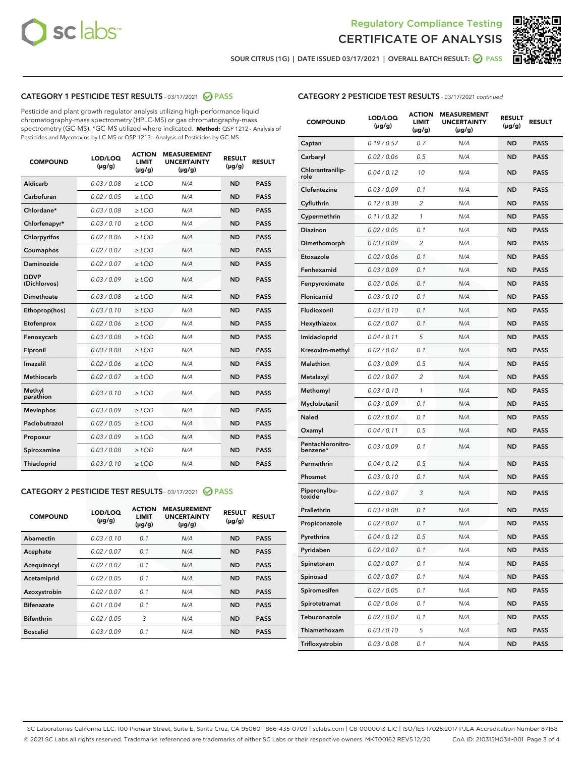Regulatory Compliance Testing

# CERTIFICATE OF ANALYSIS

SOUR CITRUS (1G) | DATE ISSUED 03/17/2021 | OVERALL BATCH RESULT: PASS

## CATEGORY 1 PESTICIDE TEST RESULTS - 03/17/2021 PASS

Pesticide and plant growth regulator analysis utilizing high-performance liquid chromatography-mass spectrometry (HPLC-MS) or gas chromatography-mass spectrometry (GC-MS). *GC-MS utilized where indicated. **Method:** QSP 1212 - Analysis of Pesticides and Mycotoxins by LC-MS or QSP 1213 - Analysis of Pesticides by GC-MS

| COMPOUND | LOD/LOQ (µg/g) | ACTION LIMIT (µg/g) | MEASUREMENT UNCERTAINTY (µg/g) | RESULT (µg/g) | RESULT |
|---|---|---|---|---|---|
| Aldicarb | 0.03 / 0.08 | ≥ LOD | N/A | ND | PASS |
| Carbofuran | 0.02 / 0.05 | ≥ LOD | N/A | ND | PASS |
| Chlordane* | 0.03 / 0.08 | ≥ LOD | N/A | ND | PASS |
| Chlorfenapyr* | 0.03 / 0.10 | ≥ LOD | N/A | ND | PASS |
| Chlorpyrifos | 0.02 / 0.06 | ≥ LOD | N/A | ND | PASS |
| Coumaphos | 0.02 / 0.07 | ≥ LOD | N/A | ND | PASS |
| Daminozide | 0.02 / 0.07 | ≥ LOD | N/A | ND | PASS |
| DDVP (Dichlorvos) | 0.03 / 0.09 | ≥ LOD | N/A | ND | PASS |
| Dimethoate | 0.03 / 0.08 | ≥ LOD | N/A | ND | PASS |
| Ethoprop(hos) | 0.03 / 0.10 | ≥ LOD | N/A | ND | PASS |
| Etofenprox | 0.02 / 0.06 | ≥ LOD | N/A | ND | PASS |
| Fenoxycarb | 0.03 / 0.08 | ≥ LOD | N/A | ND | PASS |
| Fipronil | 0.03 / 0.08 | ≥ LOD | N/A | ND | PASS |
| Imazalil | 0.02 / 0.06 | ≥ LOD | N/A | ND | PASS |
| Methiocarb | 0.02 / 0.07 | ≥ LOD | N/A | ND | PASS |
| Methyl parathion | 0.03 / 0.10 | ≥ LOD | N/A | ND | PASS |
| Mevinphos | 0.03 / 0.09 | ≥ LOD | N/A | ND | PASS |
| Paclobutrazol | 0.02 / 0.05 | ≥ LOD | N/A | ND | PASS |
| Propoxur | 0.03 / 0.09 | ≥ LOD | N/A | ND | PASS |
| Spiroxamine | 0.03 / 0.08 | ≥ LOD | N/A | ND | PASS |
| Thiacloprid | 0.03 / 0.10 | ≥ LOD | N/A | ND | PASS |

## CATEGORY 2 PESTICIDE TEST RESULTS - 03/17/2021 PASS

| COMPOUND | LOD/LOQ (µg/g) | ACTION LIMIT (µg/g) | MEASUREMENT UNCERTAINTY (µg/g) | RESULT (µg/g) | RESULT |
|---|---|---|---|---|---|
| Abamectin | 0.03 / 0.10 | 0.1 | N/A | ND | PASS |
| Acephate | 0.02 / 0.07 | 0.1 | N/A | ND | PASS |
| Acequinocyl | 0.02 / 0.07 | 0.1 | N/A | ND | PASS |
| Acetamiprid | 0.02 / 0.05 | 0.1 | N/A | ND | PASS |
| Azoxystrobin | 0.02 / 0.07 | 0.1 | N/A | ND | PASS |
| Bifenazate | 0.01 / 0.04 | 0.1 | N/A | ND | PASS |
| Bifenthrin | 0.02 / 0.05 | 3 | N/A | ND | PASS |
| Boscalid | 0.03 / 0.09 | 0.1 | N/A | ND | PASS |
| Captan | 0.19 / 0.57 | 0.7 | N/A | ND | PASS |
| Carbaryl | 0.02 / 0.06 | 0.5 | N/A | ND | PASS |
| Chlorantraniliprole | 0.04 / 0.12 | 10 | N/A | ND | PASS |
| Clofentezine | 0.03 / 0.09 | 0.1 | N/A | ND | PASS |
| Cyfluthrin | 0.12 / 0.38 | 2 | N/A | ND | PASS |
| Cypermethrin | 0.11 / 0.32 | 1 | N/A | ND | PASS |
| Diazinon | 0.02 / 0.05 | 0.1 | N/A | ND | PASS |
| Dimethomorph | 0.03 / 0.09 | 2 | N/A | ND | PASS |
| Etoxazole | 0.02 / 0.06 | 0.1 | N/A | ND | PASS |
| Fenhexamid | 0.03 / 0.09 | 0.1 | N/A | ND | PASS |
| Fenpyroximate | 0.02 / 0.06 | 0.1 | N/A | ND | PASS |
| Flonicamid | 0.03 / 0.10 | 0.1 | N/A | ND | PASS |
| Fludioxonil | 0.03 / 0.10 | 0.1 | N/A | ND | PASS |
| Hexythiazox | 0.02 / 0.07 | 0.1 | N/A | ND | PASS |
| Imidacloprid | 0.04 / 0.11 | 5 | N/A | ND | PASS |
| Kresoxim-methyl | 0.02 / 0.07 | 0.1 | N/A | ND | PASS |
| Malathion | 0.03 / 0.09 | 0.5 | N/A | ND | PASS |
| Metalaxyl | 0.02 / 0.07 | 2 | N/A | ND | PASS |
| Methomyl | 0.03 / 0.10 | 1 | N/A | ND | PASS |
| Myclobutanil | 0.03 / 0.09 | 0.1 | N/A | ND | PASS |
| Naled | 0.02 / 0.07 | 0.1 | N/A | ND | PASS |
| Oxamyl | 0.04 / 0.11 | 0.5 | N/A | ND | PASS |
| Pentachloronitrobenzene* | 0.03 / 0.09 | 0.1 | N/A | ND | PASS |
| Permethrin | 0.04 / 0.12 | 0.5 | N/A | ND | PASS |
| Phosmet | 0.03 / 0.10 | 0.1 | N/A | ND | PASS |
| Piperonylbutoxide | 0.02 / 0.07 | 3 | N/A | ND | PASS |
| Prallethrin | 0.03 / 0.08 | 0.1 | N/A | ND | PASS |
| Propiconazole | 0.02 / 0.07 | 0.1 | N/A | ND | PASS |
| Pyrethrins | 0.04 / 0.12 | 0.5 | N/A | ND | PASS |
| Pyridaben | 0.02 / 0.07 | 0.1 | N/A | ND | PASS |
| Spinetoram | 0.02 / 0.07 | 0.1 | N/A | ND | PASS |
| Spinosad | 0.02 / 0.07 | 0.1 | N/A | ND | PASS |
| Spiromesifen | 0.02 / 0.05 | 0.1 | N/A | ND | PASS |
| Spirotetramat | 0.02 / 0.06 | 0.1 | N/A | ND | PASS |
| Tebuconazole | 0.02 / 0.07 | 0.1 | N/A | ND | PASS |
| Thiamethoxam | 0.03 / 0.10 | 5 | N/A | ND | PASS |
| Trifloxystrobin | 0.03 / 0.08 | 0.1 | N/A | ND | PASS |

SC Laboratories California LLC. 100 Pioneer Street, Suite E, Santa Cruz, CA 95060 | 866-435-0709 | sclabs.com | C8-0000013-LIC | ISO/IES 17025:2017 PJLA Accreditation Number 87168
© 2021 SC Labs all rights reserved. Trademarks referenced are trademarks of either SC Labs or their respective owners. MKT00162 REV5 12/20 CoA ID: 210315M034-001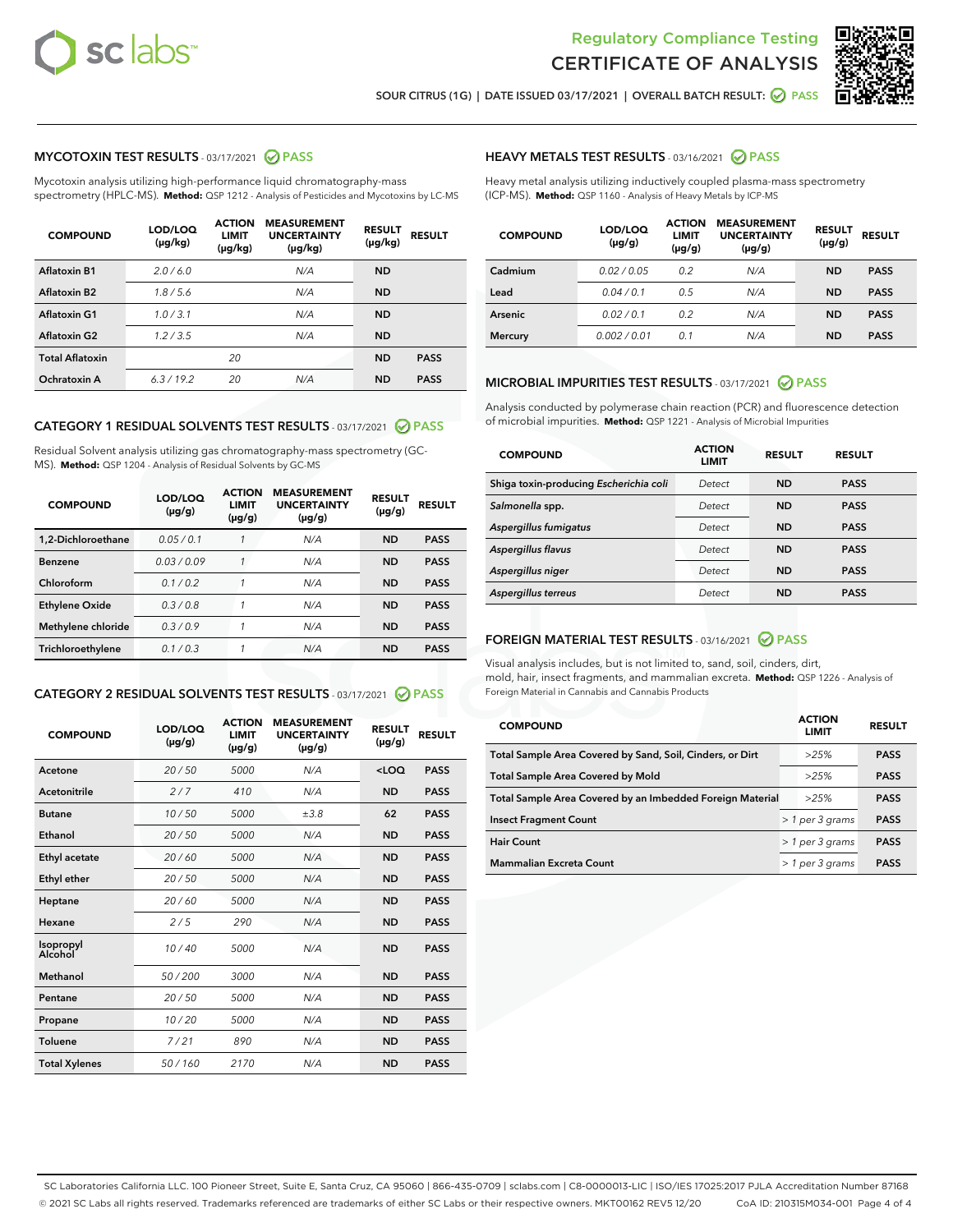Regulatory Compliance Testing
# CERTIFICATE OF ANALYSIS

SOUR CITRUS (1G) | DATE ISSUED 03/17/2021 | OVERALL BATCH RESULT: PASS

## MYCOTOXIN TEST RESULTS - 03/17/2021 PASS

Mycotoxin analysis utilizing high-performance liquid chromatography-mass spectrometry (HPLC-MS). **Method:** QSP 1212 - Analysis of Pesticides and Mycotoxins by LC-MS

| COMPOUND | LOD/LOQ (µg/kg) | ACTION LIMIT (µg/kg) | MEASUREMENT UNCERTAINTY (µg/kg) | RESULT (µg/kg) | RESULT |
|---|---|---|---|---|---|
| Aflatoxin B1 | 2.0 / 6.0 | | N/A | ND | |
| Aflatoxin B2 | 1.8 / 5.6 | | N/A | ND | |
| Aflatoxin G1 | 1.0 / 3.1 | | N/A | ND | |
| Aflatoxin G2 | 1.2 / 3.5 | | N/A | ND | |
| Total Aflatoxin | | 20 | | ND | PASS |
| Ochratoxin A | 6.3 / 19.2 | 20 | N/A | ND | PASS |

## CATEGORY 1 RESIDUAL SOLVENTS TEST RESULTS - 03/17/2021 PASS

Residual Solvent analysis utilizing gas chromatography-mass spectrometry (GC-MS). **Method:** QSP 1204 - Analysis of Residual Solvents by GC-MS

| COMPOUND | LOD/LOQ (µg/g) | ACTION LIMIT (µg/g) | MEASUREMENT UNCERTAINTY (µg/g) | RESULT (µg/g) | RESULT |
|---|---|---|---|---|---|
| 1,2-Dichloroethane | 0.05 / 0.1 | 1 | N/A | ND | PASS |
| Benzene | 0.03 / 0.09 | 1 | N/A | ND | PASS |
| Chloroform | 0.1 / 0.2 | 1 | N/A | ND | PASS |
| Ethylene Oxide | 0.3 / 0.8 | 1 | N/A | ND | PASS |
| Methylene chloride | 0.3 / 0.9 | 1 | N/A | ND | PASS |
| Trichloroethylene | 0.1 / 0.3 | 1 | N/A | ND | PASS |

## CATEGORY 2 RESIDUAL SOLVENTS TEST RESULTS - 03/17/2021 PASS

| COMPOUND | LOD/LOQ (µg/g) | ACTION LIMIT (µg/g) | MEASUREMENT UNCERTAINTY (µg/g) | RESULT (µg/g) | RESULT |
|---|---|---|---|---|---|
| Acetone | 20 / 50 | 5000 | N/A | <LOQ | PASS |
| Acetonitrile | 2 / 7 | 410 | N/A | ND | PASS |
| Butane | 10 / 50 | 5000 | ±3.8 | 62 | PASS |
| Ethanol | 20 / 50 | 5000 | N/A | ND | PASS |
| Ethyl acetate | 20 / 60 | 5000 | N/A | ND | PASS |
| Ethyl ether | 20 / 50 | 5000 | N/A | ND | PASS |
| Heptane | 20 / 60 | 5000 | N/A | ND | PASS |
| Hexane | 2 / 5 | 290 | N/A | ND | PASS |
| Isopropyl Alcohol | 10 / 40 | 5000 | N/A | ND | PASS |
| Methanol | 50 / 200 | 3000 | N/A | ND | PASS |
| Pentane | 20 / 50 | 5000 | N/A | ND | PASS |
| Propane | 10 / 20 | 5000 | N/A | ND | PASS |
| Toluene | 7 / 21 | 890 | N/A | ND | PASS |
| Total Xylenes | 50 / 160 | 2170 | N/A | ND | PASS |

## HEAVY METALS TEST RESULTS - 03/16/2021 PASS

Heavy metal analysis utilizing inductively coupled plasma-mass spectrometry (ICP-MS). **Method:** QSP 1160 - Analysis of Heavy Metals by ICP-MS

| COMPOUND | LOD/LOQ (µg/g) | ACTION LIMIT (µg/g) | MEASUREMENT UNCERTAINTY (µg/g) | RESULT (µg/g) | RESULT |
|---|---|---|---|---|---|
| Cadmium | 0.02 / 0.05 | 0.2 | N/A | ND | PASS |
| Lead | 0.04 / 0.1 | 0.5 | N/A | ND | PASS |
| Arsenic | 0.02 / 0.1 | 0.2 | N/A | ND | PASS |
| Mercury | 0.002 / 0.01 | 0.1 | N/A | ND | PASS |

## MICROBIAL IMPURITIES TEST RESULTS - 03/17/2021 PASS

Analysis conducted by polymerase chain reaction (PCR) and fluorescence detection of microbial impurities. **Method:** QSP 1221 - Analysis of Microbial Impurities

| COMPOUND | ACTION LIMIT | RESULT | RESULT |
|---|---|---|---|
| Shiga toxin-producing *Escherichia coli* | Detect | ND | PASS |
| *Salmonella* spp. | Detect | ND | PASS |
| *Aspergillus fumigatus* | Detect | ND | PASS |
| *Aspergillus flavus* | Detect | ND | PASS |
| *Aspergillus niger* | Detect | ND | PASS |
| *Aspergillus terreus* | Detect | ND | PASS |

## FOREIGN MATERIAL TEST RESULTS - 03/16/2021 PASS

Visual analysis includes, but is not limited to, sand, soil, cinders, dirt, mold, hair, insect fragments, and mammalian excreta. **Method:** QSP 1226 - Analysis of Foreign Material in Cannabis and Cannabis Products

| COMPOUND | ACTION LIMIT | RESULT |
|---|---|---|
| Total Sample Area Covered by Sand, Soil, Cinders, or Dirt | >25% | PASS |
| Total Sample Area Covered by Mold | >25% | PASS |
| Total Sample Area Covered by an Imbedded Foreign Material | >25% | PASS |
| Insect Fragment Count | > 1 per 3 grams | PASS |
| Hair Count | > 1 per 3 grams | PASS |
| Mammalian Excreta Count | > 1 per 3 grams | PASS |

SC Laboratories California LLC. 100 Pioneer Street, Suite E, Santa Cruz, CA 95060 | 866-435-0709 | sclabs.com | C8-0000013-LIC | ISO/IES 17025:2017 PJLA Accreditation Number 87168
© 2021 SC Labs all rights reserved. Trademarks referenced are trademarks of either SC Labs or their respective owners. MKT00162 REV5 12/20 CoA ID: 210315M034-001